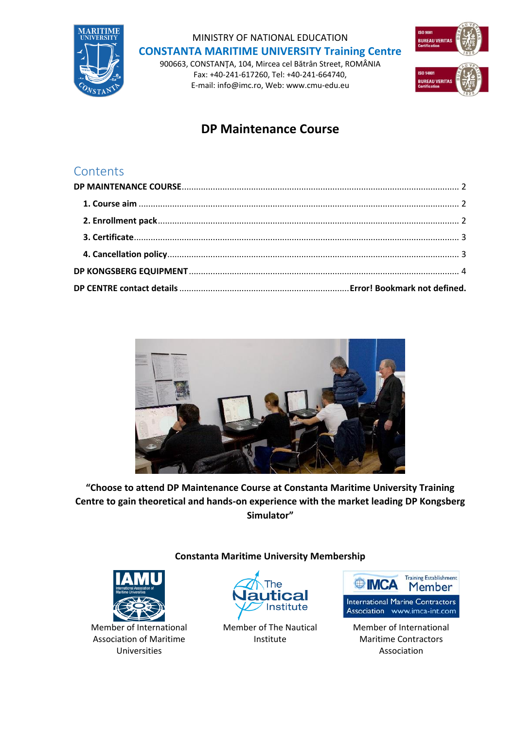MINISTRY OF NATIONAL EDUCATION
**CONSTANTA MARITIME UNIVERSITY Training Centre**
900663, CONSTANŢA, 104, Mircea cel Bătrân Street, ROMÂNIA
Fax: +40-241-617260, Tel: +40-241-664740,
E-mail: info@imc.ro, Web: www.cmu-edu.eu

# DP Maintenance Course

## Contents

**DP MAINTENANCE COURSE** .......... 2
- **1. Course aim** .......... 2
- **2. Enrollment pack** .......... 2
- **3. Certificate** .......... 3
- **4. Cancellation policy** .......... 3

**DP KONGSBERG EQUIPMENT** .......... 4
**DP CENTRE contact details** .......... **Error! Bookmark not defined.**

**"Choose to attend DP Maintenance Course at Constanta Maritime University Training Centre to gain theoretical and hands-on experience with the market leading DP Kongsberg Simulator"**

**Constanta Maritime University Membership**

Member of International Association of Maritime Universities

Member of The Nautical Institute

Member of International Maritime Contractors Association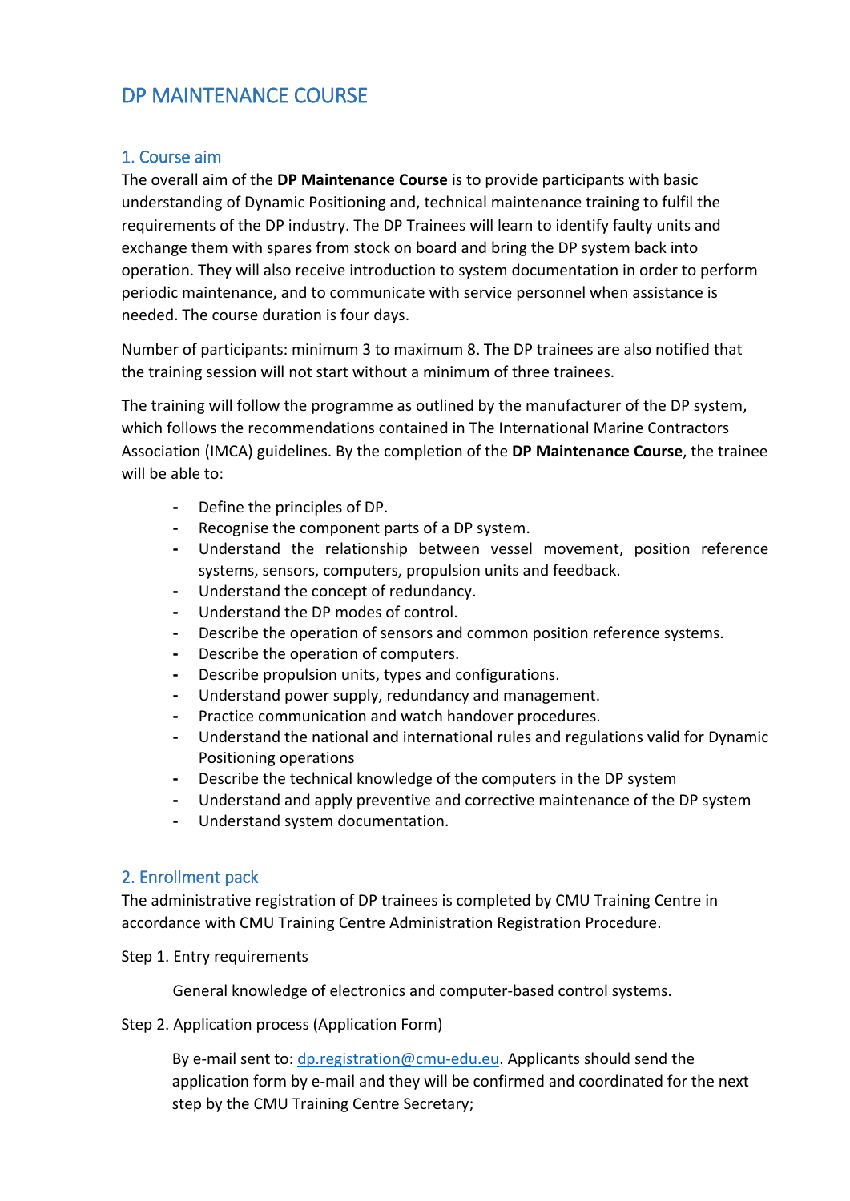# DP MAINTENANCE COURSE

## 1. Course aim

The overall aim of the **DP Maintenance Course** is to provide participants with basic understanding of Dynamic Positioning and, technical maintenance training to fulfil the requirements of the DP industry. The DP Trainees will learn to identify faulty units and exchange them with spares from stock on board and bring the DP system back into operation. They will also receive introduction to system documentation in order to perform periodic maintenance, and to communicate with service personnel when assistance is needed. The course duration is four days.

Number of participants: minimum 3 to maximum 8. The DP trainees are also notified that the training session will not start without a minimum of three trainees.

The training will follow the programme as outlined by the manufacturer of the DP system, which follows the recommendations contained in The International Marine Contractors Association (IMCA) guidelines. By the completion of the **DP Maintenance Course**, the trainee will be able to:

- Define the principles of DP.
- Recognise the component parts of a DP system.
- Understand the relationship between vessel movement, position reference systems, sensors, computers, propulsion units and feedback.
- Understand the concept of redundancy.
- Understand the DP modes of control.
- Describe the operation of sensors and common position reference systems.
- Describe the operation of computers.
- Describe propulsion units, types and configurations.
- Understand power supply, redundancy and management.
- Practice communication and watch handover procedures.
- Understand the national and international rules and regulations valid for Dynamic Positioning operations
- Describe the technical knowledge of the computers in the DP system
- Understand and apply preventive and corrective maintenance of the DP system
- Understand system documentation.

## 2. Enrollment pack

The administrative registration of DP trainees is completed by CMU Training Centre in accordance with CMU Training Centre Administration Registration Procedure.

Step 1. Entry requirements

General knowledge of electronics and computer-based control systems.

Step 2. Application process (Application Form)

By e-mail sent to: dp.registration@cmu-edu.eu. Applicants should send the application form by e-mail and they will be confirmed and coordinated for the next step by the CMU Training Centre Secretary;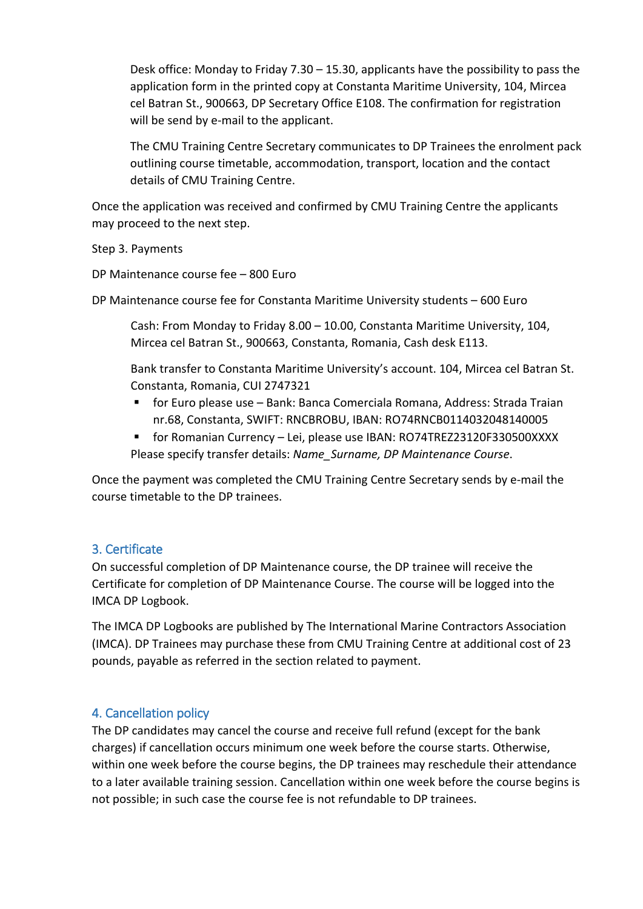Desk office: Monday to Friday 7.30 – 15.30, applicants have the possibility to pass the application form in the printed copy at Constanta Maritime University, 104, Mircea cel Batran St., 900663, DP Secretary Office E108. The confirmation for registration will be send by e-mail to the applicant.

The CMU Training Centre Secretary communicates to DP Trainees the enrolment pack outlining course timetable, accommodation, transport, location and the contact details of CMU Training Centre.

Once the application was received and confirmed by CMU Training Centre the applicants may proceed to the next step.

Step 3. Payments

DP Maintenance course fee – 800 Euro

DP Maintenance course fee for Constanta Maritime University students – 600 Euro

Cash: From Monday to Friday 8.00 – 10.00, Constanta Maritime University, 104, Mircea cel Batran St., 900663, Constanta, Romania, Cash desk E113.

Bank transfer to Constanta Maritime University's account. 104, Mircea cel Batran St. Constanta, Romania, CUI 2747321

- for Euro please use – Bank: Banca Comerciala Romana, Address: Strada Traian nr.68, Constanta, SWIFT: RNCBROBU, IBAN: RO74RNCB0114032048140005
- for Romanian Currency – Lei, please use IBAN: RO74TREZ23120F330500XXXX

Please specify transfer details: *Name_Surname, DP Maintenance Course*.

Once the payment was completed the CMU Training Centre Secretary sends by e-mail the course timetable to the DP trainees.

## 3. Certificate

On successful completion of DP Maintenance course, the DP trainee will receive the Certificate for completion of DP Maintenance Course. The course will be logged into the IMCA DP Logbook.

The IMCA DP Logbooks are published by The International Marine Contractors Association (IMCA). DP Trainees may purchase these from CMU Training Centre at additional cost of 23 pounds, payable as referred in the section related to payment.

## 4. Cancellation policy

The DP candidates may cancel the course and receive full refund (except for the bank charges) if cancellation occurs minimum one week before the course starts. Otherwise, within one week before the course begins, the DP trainees may reschedule their attendance to a later available training session. Cancellation within one week before the course begins is not possible; in such case the course fee is not refundable to DP trainees.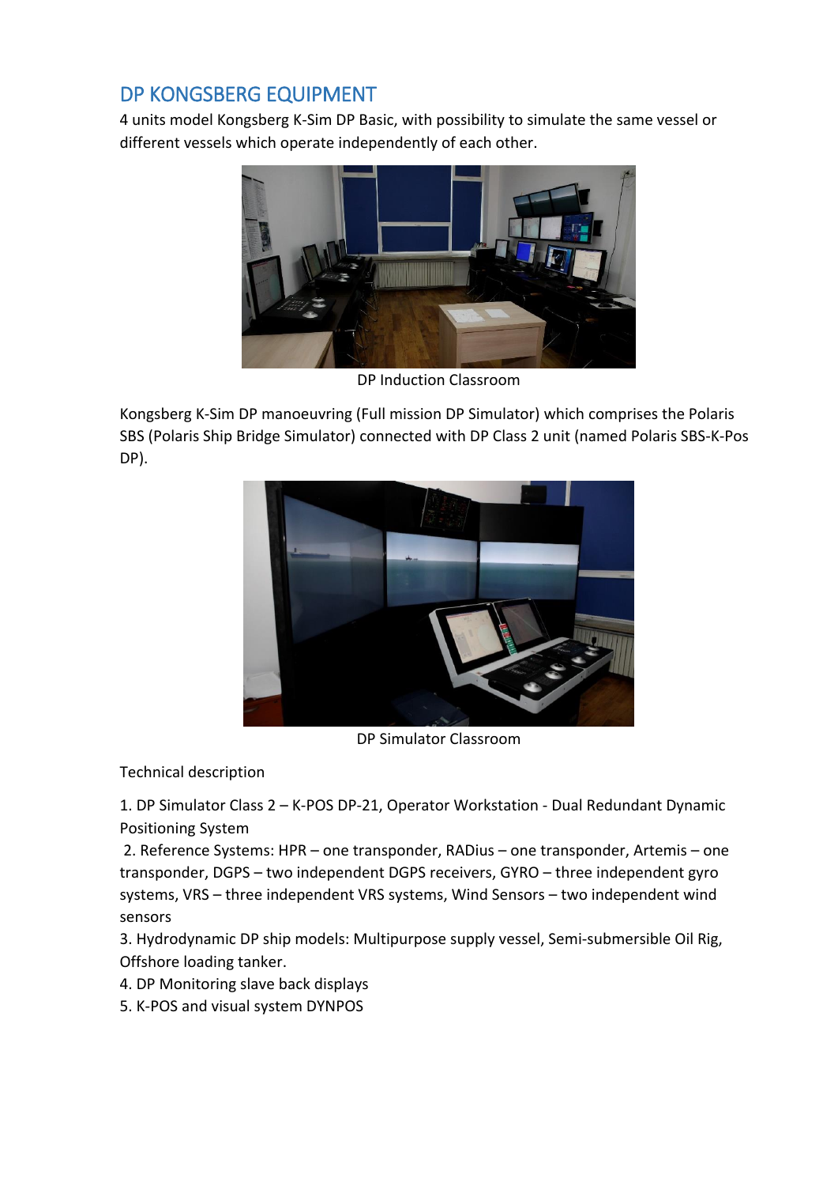## DP KONGSBERG EQUIPMENT

4 units model Kongsberg K-Sim DP Basic, with possibility to simulate the same vessel or different vessels which operate independently of each other.

DP Induction Classroom

Kongsberg K-Sim DP manoeuvring (Full mission DP Simulator) which comprises the Polaris SBS (Polaris Ship Bridge Simulator) connected with DP Class 2 unit (named Polaris SBS-K-Pos DP).

DP Simulator Classroom

Technical description

1. DP Simulator Class 2 – K-POS DP-21, Operator Workstation - Dual Redundant Dynamic Positioning System
2. Reference Systems: HPR – one transponder, RADius – one transponder, Artemis – one transponder, DGPS – two independent DGPS receivers, GYRO – three independent gyro systems, VRS – three independent VRS systems, Wind Sensors – two independent wind sensors
3. Hydrodynamic DP ship models: Multipurpose supply vessel, Semi-submersible Oil Rig, Offshore loading tanker.
4. DP Monitoring slave back displays
5. K-POS and visual system DYNPOS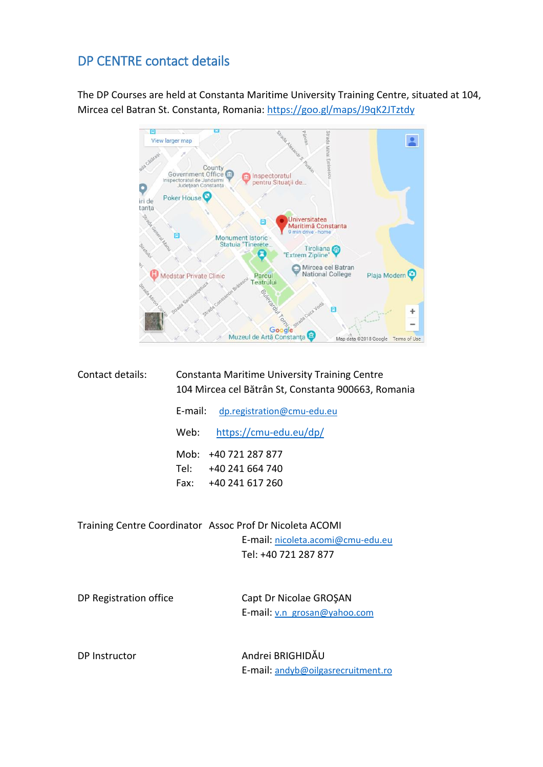## DP CENTRE contact details

The DP Courses are held at Constanta Maritime University Training Centre, situated at 104, Mircea cel Batran St. Constanta, Romania: https://goo.gl/maps/J9qK2JTztdy

Contact details: Constanta Maritime University Training Centre
104 Mircea cel Bătrân St, Constanta 900663, Romania

E-mail: dp.registration@cmu-edu.eu

Web: https://cmu-edu.eu/dp/

Mob: +40 721 287 877
Tel: +40 241 664 740
Fax: +40 241 617 260

Training Centre Coordinator Assoc Prof Dr Nicoleta ACOMI
E-mail: nicoleta.acomi@cmu-edu.eu
Tel: +40 721 287 877

DP Registration office Capt Dr Nicolae GROŞAN
E-mail: v.n_grosan@yahoo.com

DP Instructor Andrei BRIGHIDĂU
E-mail: andyb@oilgasrecruitment.ro